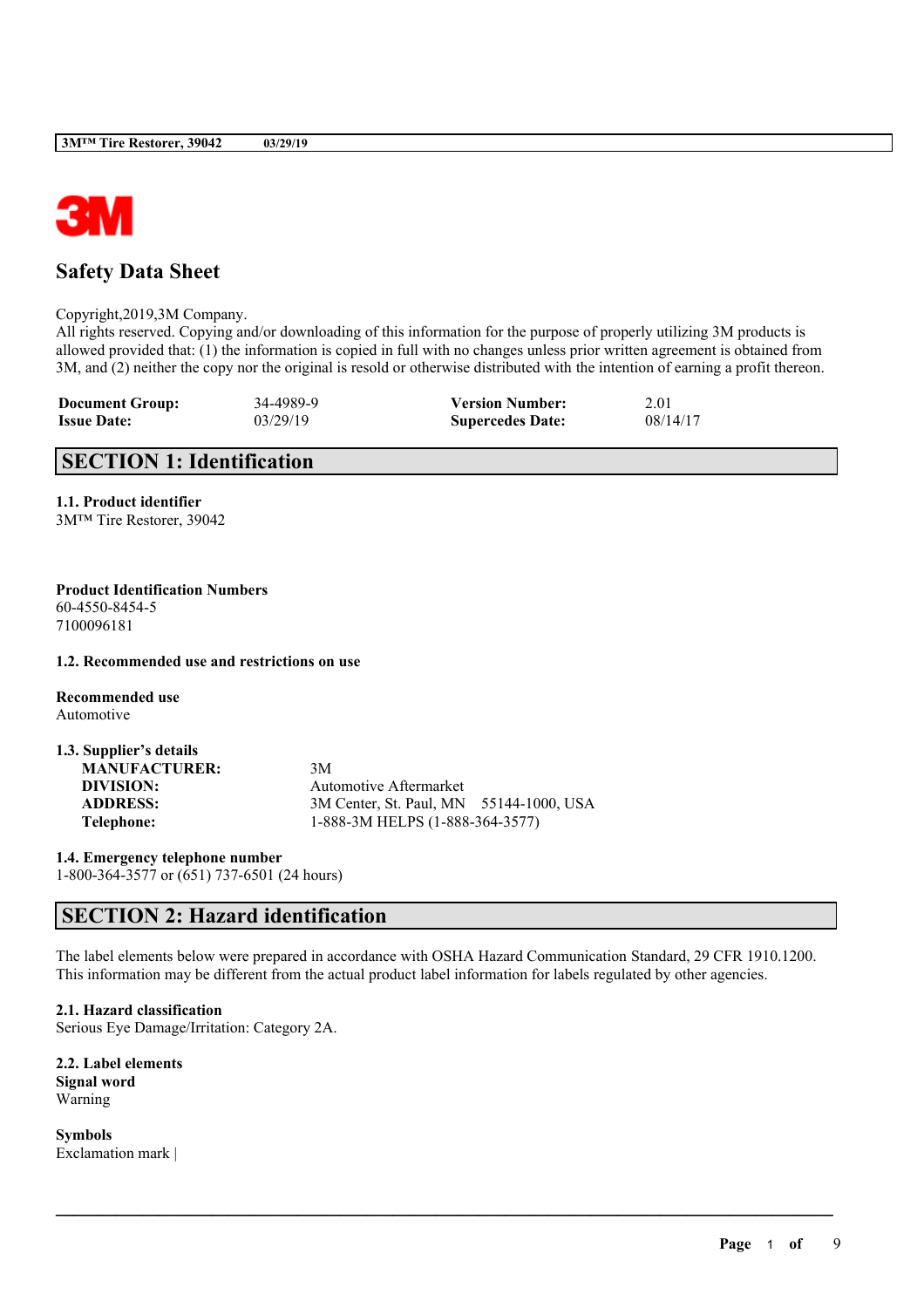# Safety Data Sheet

Copyright,2019,3M Company.
All rights reserved. Copying and/or downloading of this information for the purpose of properly utilizing 3M products is allowed provided that: (1) the information is copied in full with no changes unless prior written agreement is obtained from 3M, and (2) neither the copy nor the original is resold or otherwise distributed with the intention of earning a profit thereon.

| | | | |
|---|---|---|---|
| **Document Group:** | 34-4989-9 | **Version Number:** | 2.01 |
| **Issue Date:** | 03/29/19 | **Supercedes Date:** | 08/14/17 |

## SECTION 1: Identification

**1.1. Product identifier**
3M™ Tire Restorer, 39042

**Product Identification Numbers**
60-4550-8454-5
7100096181

**1.2. Recommended use and restrictions on use**

**Recommended use**
Automotive

**1.3. Supplier's details**

| | |
|---|---|
| **MANUFACTURER:** | 3M |
| **DIVISION:** | Automotive Aftermarket |
| **ADDRESS:** | 3M Center, St. Paul, MN 55144-1000, USA |
| **Telephone:** | 1-888-3M HELPS (1-888-364-3577) |

**1.4. Emergency telephone number**
1-800-364-3577 or (651) 737-6501 (24 hours)

## SECTION 2: Hazard identification

The label elements below were prepared in accordance with OSHA Hazard Communication Standard, 29 CFR 1910.1200. This information may be different from the actual product label information for labels regulated by other agencies.

**2.1. Hazard classification**
Serious Eye Damage/Irritation: Category 2A.

**2.2. Label elements**
**Signal word**
Warning

**Symbols**
Exclamation mark |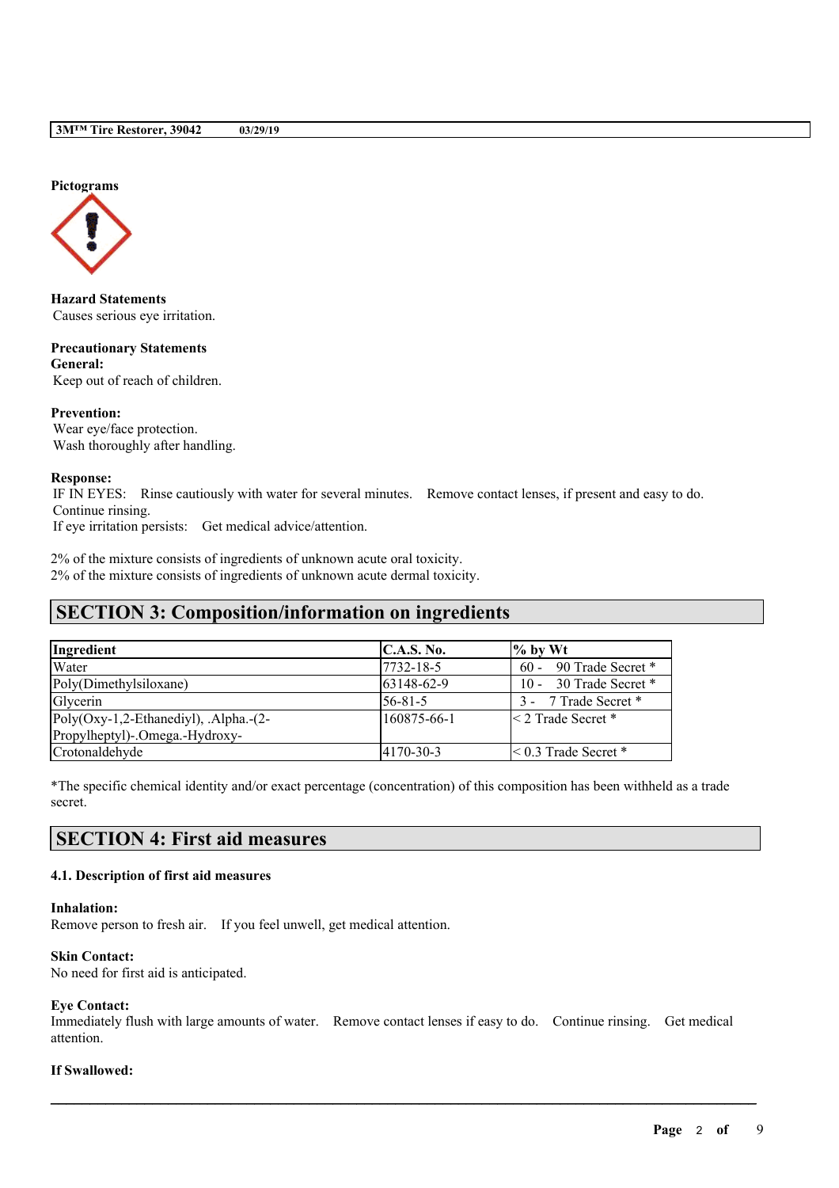**Pictograms**

**Hazard Statements**
Causes serious eye irritation.

**Precautionary Statements**
**General:**
Keep out of reach of children.

**Prevention:**
Wear eye/face protection.
Wash thoroughly after handling.

**Response:**
IF IN EYES: Rinse cautiously with water for several minutes. Remove contact lenses, if present and easy to do. Continue rinsing.
If eye irritation persists: Get medical advice/attention.

2% of the mixture consists of ingredients of unknown acute oral toxicity.
2% of the mixture consists of ingredients of unknown acute dermal toxicity.

## SECTION 3: Composition/information on ingredients

| Ingredient | C.A.S. No. | % by Wt |
|---|---|---|
| Water | 7732-18-5 | 60 - 90 Trade Secret * |
| Poly(Dimethylsiloxane) | 63148-62-9 | 10 - 30 Trade Secret * |
| Glycerin | 56-81-5 | 3 - 7 Trade Secret * |
| Poly(Oxy-1,2-Ethanediyl), .Alpha.-(2-Propylheptyl)-.Omega.-Hydroxy- | 160875-66-1 | < 2 Trade Secret * |
| Crotonaldehyde | 4170-30-3 | < 0.3 Trade Secret * |

*The specific chemical identity and/or exact percentage (concentration) of this composition has been withheld as a trade secret.

## SECTION 4: First aid measures

### 4.1. Description of first aid measures

**Inhalation:**
Remove person to fresh air. If you feel unwell, get medical attention.

**Skin Contact:**
No need for first aid is anticipated.

**Eye Contact:**
Immediately flush with large amounts of water. Remove contact lenses if easy to do. Continue rinsing. Get medical attention.

**If Swallowed:**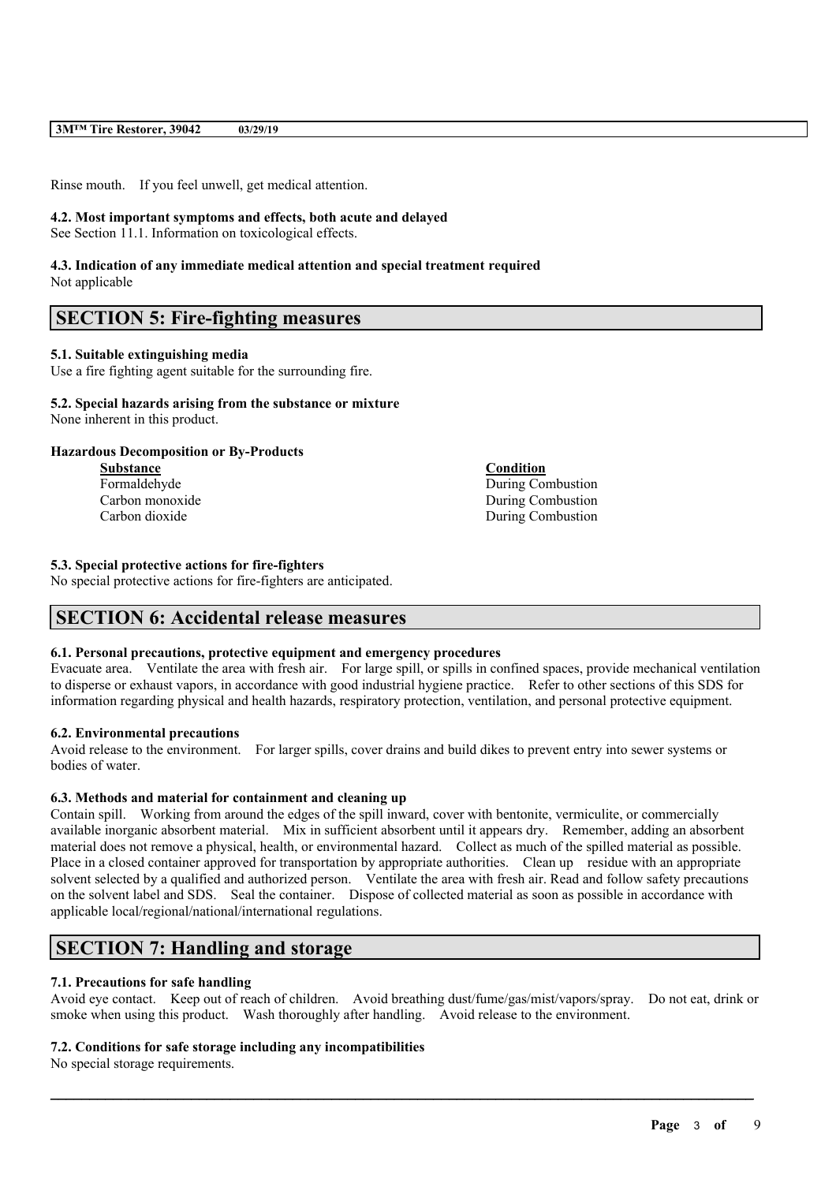Rinse mouth. If you feel unwell, get medical attention.

### 4.2. Most important symptoms and effects, both acute and delayed

See Section 11.1. Information on toxicological effects.

### 4.3. Indication of any immediate medical attention and special treatment required

Not applicable

## SECTION 5: Fire-fighting measures

### 5.1. Suitable extinguishing media

Use a fire fighting agent suitable for the surrounding fire.

### 5.2. Special hazards arising from the substance or mixture

None inherent in this product.

**Hazardous Decomposition or By-Products**

| Substance | Condition |
|---|---|
| Formaldehyde | During Combustion |
| Carbon monoxide | During Combustion |
| Carbon dioxide | During Combustion |

### 5.3. Special protective actions for fire-fighters

No special protective actions for fire-fighters are anticipated.

## SECTION 6: Accidental release measures

### 6.1. Personal precautions, protective equipment and emergency procedures

Evacuate area. Ventilate the area with fresh air. For large spill, or spills in confined spaces, provide mechanical ventilation to disperse or exhaust vapors, in accordance with good industrial hygiene practice. Refer to other sections of this SDS for information regarding physical and health hazards, respiratory protection, ventilation, and personal protective equipment.

### 6.2. Environmental precautions

Avoid release to the environment. For larger spills, cover drains and build dikes to prevent entry into sewer systems or bodies of water.

### 6.3. Methods and material for containment and cleaning up

Contain spill. Working from around the edges of the spill inward, cover with bentonite, vermiculite, or commercially available inorganic absorbent material. Mix in sufficient absorbent until it appears dry. Remember, adding an absorbent material does not remove a physical, health, or environmental hazard. Collect as much of the spilled material as possible. Place in a closed container approved for transportation by appropriate authorities. Clean up residue with an appropriate solvent selected by a qualified and authorized person. Ventilate the area with fresh air. Read and follow safety precautions on the solvent label and SDS. Seal the container. Dispose of collected material as soon as possible in accordance with applicable local/regional/national/international regulations.

## SECTION 7: Handling and storage

### 7.1. Precautions for safe handling

Avoid eye contact. Keep out of reach of children. Avoid breathing dust/fume/gas/mist/vapors/spray. Do not eat, drink or smoke when using this product. Wash thoroughly after handling. Avoid release to the environment.

### 7.2. Conditions for safe storage including any incompatibilities

No special storage requirements.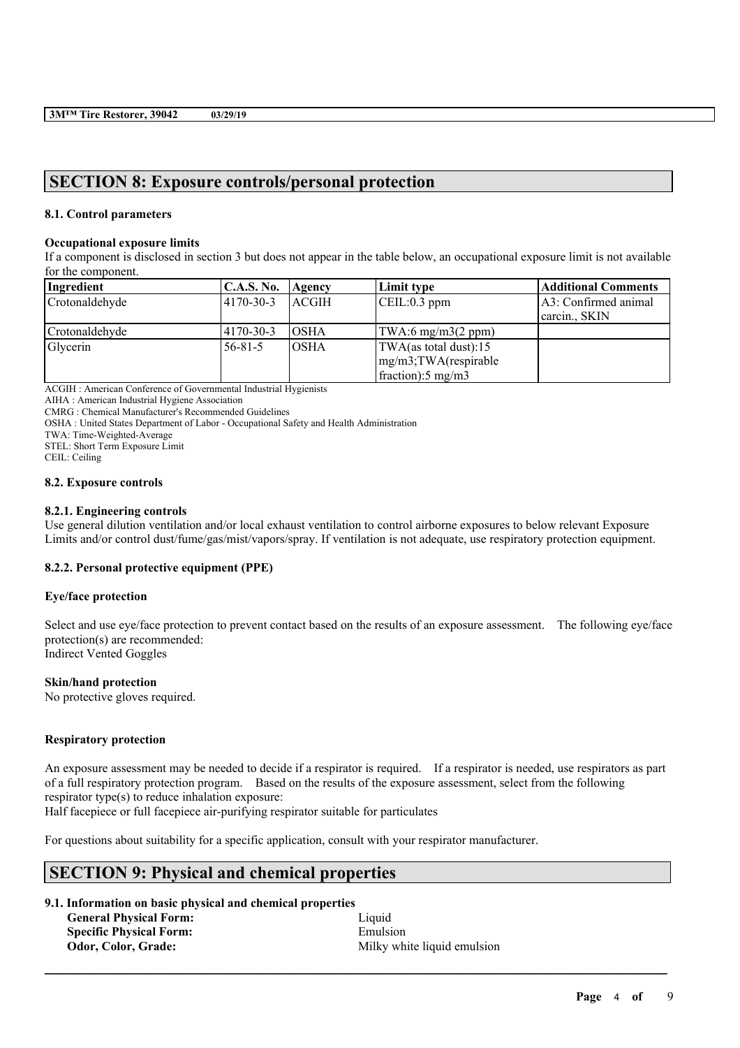## SECTION 8: Exposure controls/personal protection

### 8.1. Control parameters

#### Occupational exposure limits

If a component is disclosed in section 3 but does not appear in the table below, an occupational exposure limit is not available for the component.

| Ingredient | C.A.S. No. | Agency | Limit type | Additional Comments |
|---|---|---|---|---|
| Crotonaldehyde | 4170-30-3 | ACGIH | CEIL:0.3 ppm | A3: Confirmed animal carcin., SKIN |
| Crotonaldehyde | 4170-30-3 | OSHA | TWA:6 mg/m3(2 ppm) | |
| Glycerin | 56-81-5 | OSHA | TWA(as total dust):15 mg/m3;TWA(respirable fraction):5 mg/m3 | |

ACGIH : American Conference of Governmental Industrial Hygienists
AIHA : American Industrial Hygiene Association
CMRG : Chemical Manufacturer's Recommended Guidelines
OSHA : United States Department of Labor - Occupational Safety and Health Administration
TWA: Time-Weighted-Average
STEL: Short Term Exposure Limit
CEIL: Ceiling

### 8.2. Exposure controls

#### 8.2.1. Engineering controls

Use general dilution ventilation and/or local exhaust ventilation to control airborne exposures to below relevant Exposure Limits and/or control dust/fume/gas/mist/vapors/spray. If ventilation is not adequate, use respiratory protection equipment.

#### 8.2.2. Personal protective equipment (PPE)

**Eye/face protection**

Select and use eye/face protection to prevent contact based on the results of an exposure assessment. The following eye/face protection(s) are recommended:
Indirect Vented Goggles

**Skin/hand protection**

No protective gloves required.

**Respiratory protection**

An exposure assessment may be needed to decide if a respirator is required. If a respirator is needed, use respirators as part of a full respiratory protection program. Based on the results of the exposure assessment, select from the following respirator type(s) to reduce inhalation exposure:
Half facepiece or full facepiece air-purifying respirator suitable for particulates

For questions about suitability for a specific application, consult with your respirator manufacturer.

## SECTION 9: Physical and chemical properties

### 9.1. Information on basic physical and chemical properties

**General Physical Form:** Liquid
**Specific Physical Form:** Emulsion
**Odor, Color, Grade:** Milky white liquid emulsion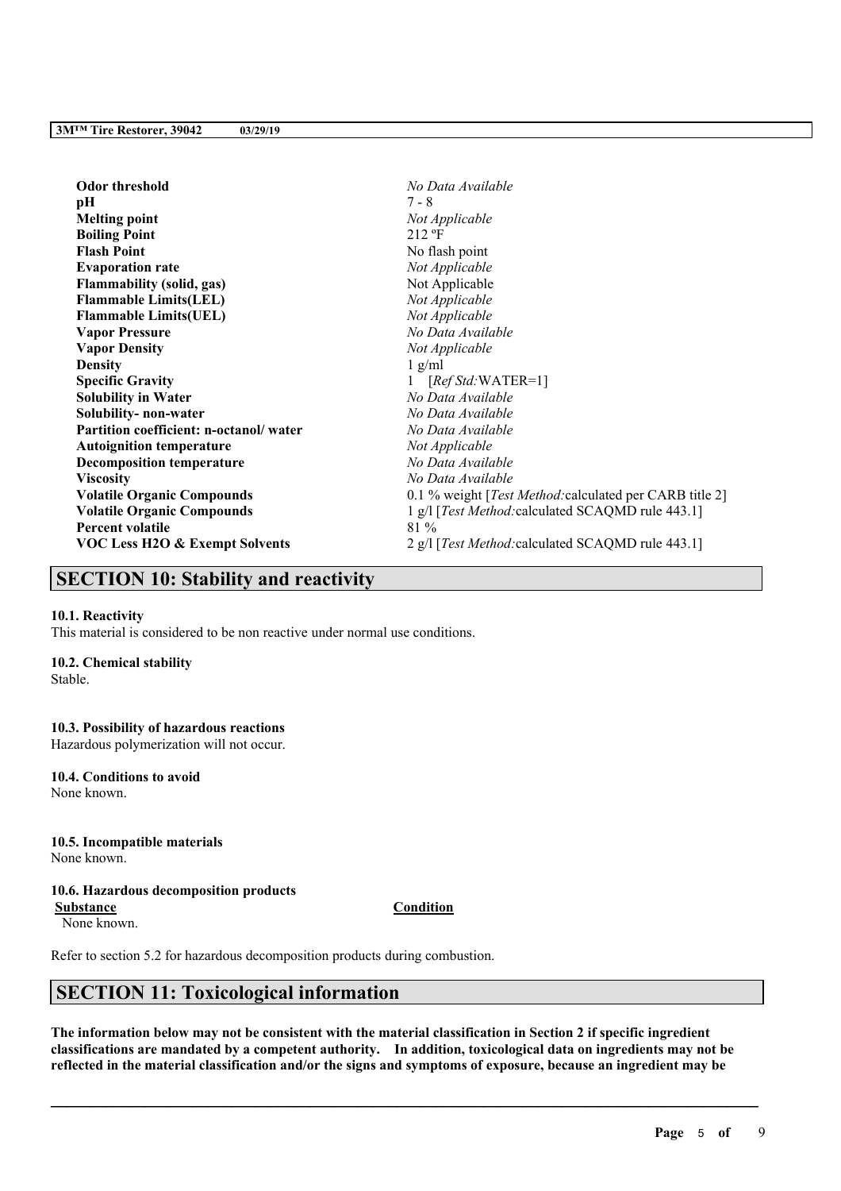| | |
|---|---|
| **Odor threshold** | *No Data Available* |
| **pH** | 7 - 8 |
| **Melting point** | *Not Applicable* |
| **Boiling Point** | 212 ºF |
| **Flash Point** | No flash point |
| **Evaporation rate** | *Not Applicable* |
| **Flammability (solid, gas)** | Not Applicable |
| **Flammable Limits(LEL)** | *Not Applicable* |
| **Flammable Limits(UEL)** | *Not Applicable* |
| **Vapor Pressure** | *No Data Available* |
| **Vapor Density** | *Not Applicable* |
| **Density** | 1 g/ml |
| **Specific Gravity** | 1 [*Ref Std:*WATER=1] |
| **Solubility in Water** | *No Data Available* |
| **Solubility- non-water** | *No Data Available* |
| **Partition coefficient: n-octanol/ water** | *No Data Available* |
| **Autoignition temperature** | *Not Applicable* |
| **Decomposition temperature** | *No Data Available* |
| **Viscosity** | *No Data Available* |
| **Volatile Organic Compounds** | 0.1 % weight [*Test Method:*calculated per CARB title 2] |
| **Volatile Organic Compounds** | 1 g/l [*Test Method:*calculated SCAQMD rule 443.1] |
| **Percent volatile** | 81 % |
| **VOC Less H2O & Exempt Solvents** | 2 g/l [*Test Method:*calculated SCAQMD rule 443.1] |

## SECTION 10: Stability and reactivity

**10.1. Reactivity**
This material is considered to be non reactive under normal use conditions.

**10.2. Chemical stability**
Stable.

**10.3. Possibility of hazardous reactions**
Hazardous polymerization will not occur.

**10.4. Conditions to avoid**
None known.

**10.5. Incompatible materials**
None known.

**10.6. Hazardous decomposition products**

| Substance | Condition |
|---|---|
| None known. | |

Refer to section 5.2 for hazardous decomposition products during combustion.

## SECTION 11: Toxicological information

**The information below may not be consistent with the material classification in Section 2 if specific ingredient classifications are mandated by a competent authority. In addition, toxicological data on ingredients may not be reflected in the material classification and/or the signs and symptoms of exposure, because an ingredient may be**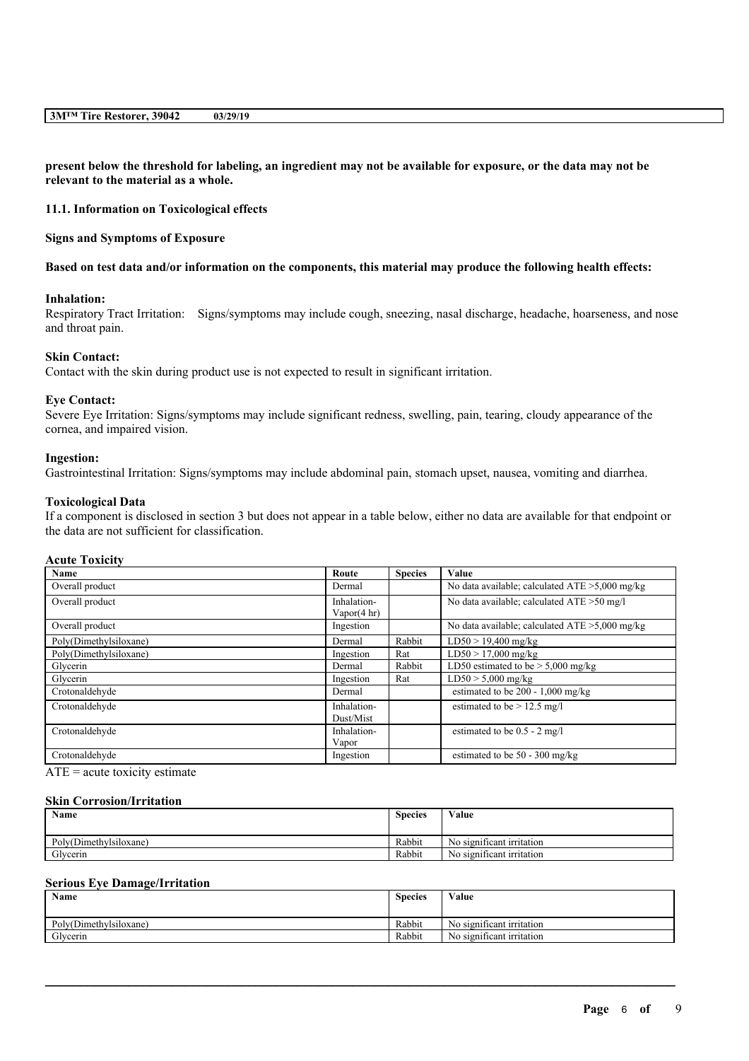**present below the threshold for labeling, an ingredient may not be available for exposure, or the data may not be relevant to the material as a whole.**

### 11.1. Information on Toxicological effects

**Signs and Symptoms of Exposure**

**Based on test data and/or information on the components, this material may produce the following health effects:**

**Inhalation:**
Respiratory Tract Irritation: Signs/symptoms may include cough, sneezing, nasal discharge, headache, hoarseness, and nose and throat pain.

**Skin Contact:**
Contact with the skin during product use is not expected to result in significant irritation.

**Eye Contact:**
Severe Eye Irritation: Signs/symptoms may include significant redness, swelling, pain, tearing, cloudy appearance of the cornea, and impaired vision.

**Ingestion:**
Gastrointestinal Irritation: Signs/symptoms may include abdominal pain, stomach upset, nausea, vomiting and diarrhea.

**Toxicological Data**
If a component is disclosed in section 3 but does not appear in a table below, either no data are available for that endpoint or the data are not sufficient for classification.

**Acute Toxicity**

| Name | Route | Species | Value |
|---|---|---|---|
| Overall product | Dermal | | No data available; calculated ATE >5,000 mg/kg |
| Overall product | Inhalation-Vapor(4 hr) | | No data available; calculated ATE >50 mg/l |
| Overall product | Ingestion | | No data available; calculated ATE >5,000 mg/kg |
| Poly(Dimethylsiloxane) | Dermal | Rabbit | LD50 > 19,400 mg/kg |
| Poly(Dimethylsiloxane) | Ingestion | Rat | LD50 > 17,000 mg/kg |
| Glycerin | Dermal | Rabbit | LD50 estimated to be > 5,000 mg/kg |
| Glycerin | Ingestion | Rat | LD50 > 5,000 mg/kg |
| Crotonaldehyde | Dermal | | estimated to be 200 - 1,000 mg/kg |
| Crotonaldehyde | Inhalation-Dust/Mist | | estimated to be > 12.5 mg/l |
| Crotonaldehyde | Inhalation-Vapor | | estimated to be 0.5 - 2 mg/l |
| Crotonaldehyde | Ingestion | | estimated to be 50 - 300 mg/kg |

ATE = acute toxicity estimate

**Skin Corrosion/Irritation**

| Name | Species | Value |
|---|---|---|
| Poly(Dimethylsiloxane) | Rabbit | No significant irritation |
| Glycerin | Rabbit | No significant irritation |

**Serious Eye Damage/Irritation**

| Name | Species | Value |
|---|---|---|
| Poly(Dimethylsiloxane) | Rabbit | No significant irritation |
| Glycerin | Rabbit | No significant irritation |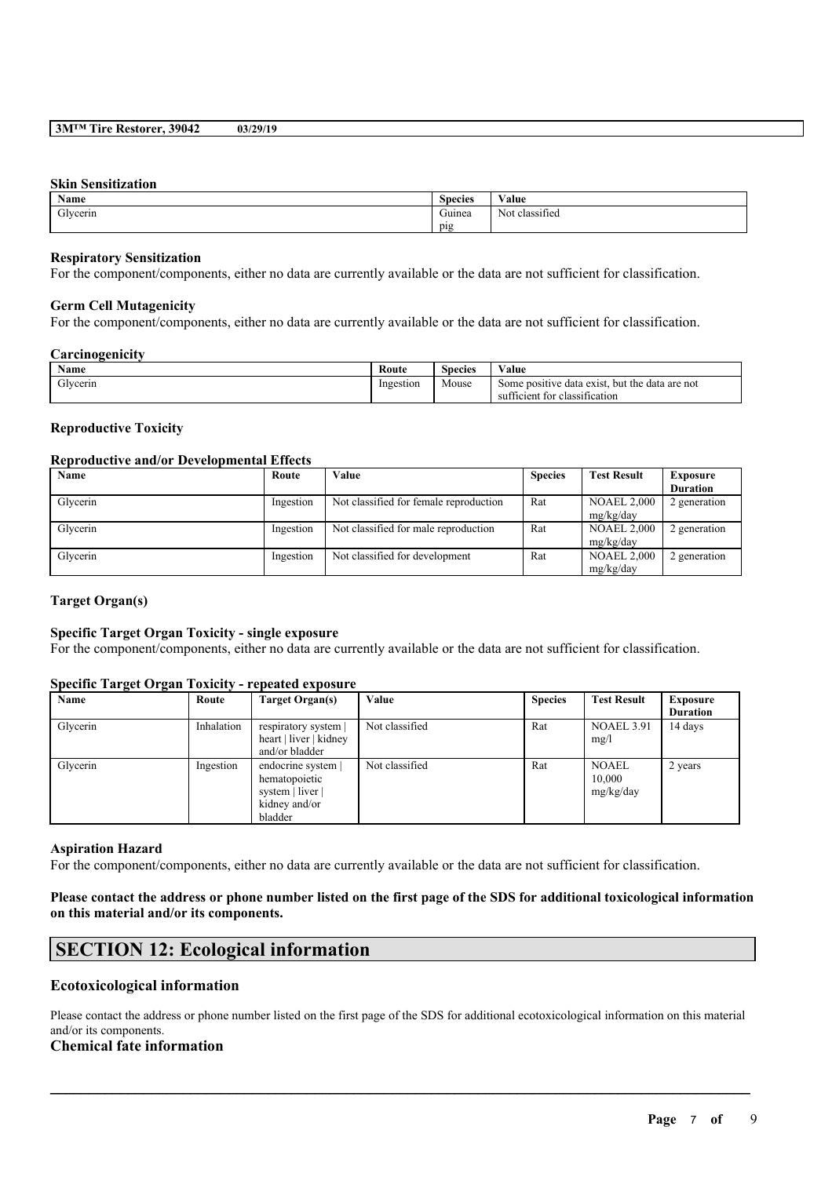**Skin Sensitization**

| Name | Species | Value |
| --- | --- | --- |
| Glycerin | Guinea pig | Not classified |

**Respiratory Sensitization**

For the component/components, either no data are currently available or the data are not sufficient for classification.

**Germ Cell Mutagenicity**

For the component/components, either no data are currently available or the data are not sufficient for classification.

**Carcinogenicity**

| Name | Route | Species | Value |
| --- | --- | --- | --- |
| Glycerin | Ingestion | Mouse | Some positive data exist, but the data are not sufficient for classification |

**Reproductive Toxicity**

**Reproductive and/or Developmental Effects**

| Name | Route | Value | Species | Test Result | Exposure Duration |
| --- | --- | --- | --- | --- | --- |
| Glycerin | Ingestion | Not classified for female reproduction | Rat | NOAEL 2,000 mg/kg/day | 2 generation |
| Glycerin | Ingestion | Not classified for male reproduction | Rat | NOAEL 2,000 mg/kg/day | 2 generation |
| Glycerin | Ingestion | Not classified for development | Rat | NOAEL 2,000 mg/kg/day | 2 generation |

**Target Organ(s)**

**Specific Target Organ Toxicity - single exposure**

For the component/components, either no data are currently available or the data are not sufficient for classification.

**Specific Target Organ Toxicity - repeated exposure**

| Name | Route | Target Organ(s) | Value | Species | Test Result | Exposure Duration |
| --- | --- | --- | --- | --- | --- | --- |
| Glycerin | Inhalation | respiratory system \| heart \| liver \| kidney and/or bladder | Not classified | Rat | NOAEL 3.91 mg/l | 14 days |
| Glycerin | Ingestion | endocrine system \| hematopoietic system \| liver \| kidney and/or bladder | Not classified | Rat | NOAEL 10,000 mg/kg/day | 2 years |

**Aspiration Hazard**

For the component/components, either no data are currently available or the data are not sufficient for classification.

**Please contact the address or phone number listed on the first page of the SDS for additional toxicological information on this material and/or its components.**

## SECTION 12: Ecological information

### Ecotoxicological information

Please contact the address or phone number listed on the first page of the SDS for additional ecotoxicological information on this material and/or its components.

### Chemical fate information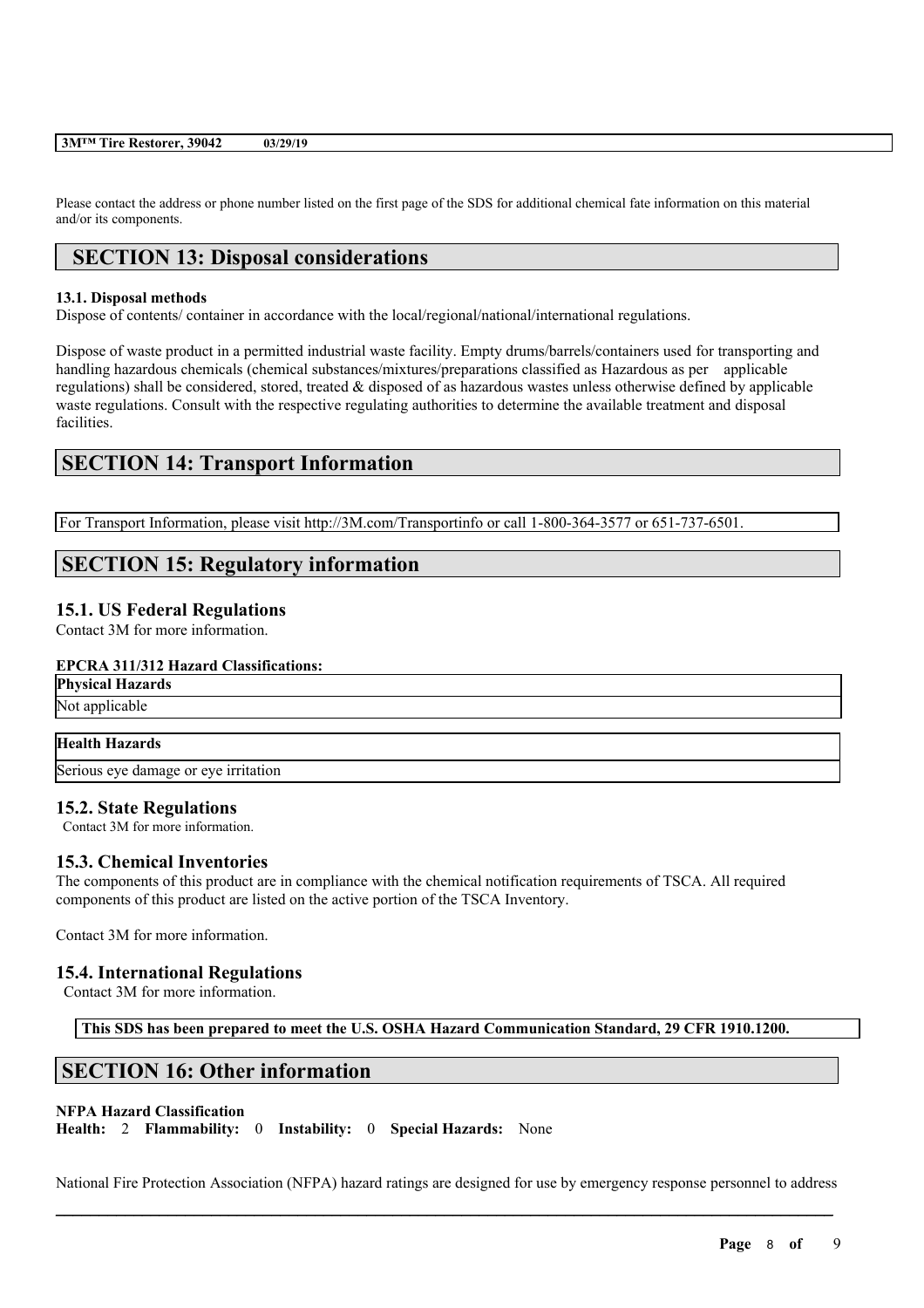Please contact the address or phone number listed on the first page of the SDS for additional chemical fate information on this material and/or its components.

## SECTION 13: Disposal considerations

**13.1. Disposal methods**

Dispose of contents/ container in accordance with the local/regional/national/international regulations.

Dispose of waste product in a permitted industrial waste facility. Empty drums/barrels/containers used for transporting and handling hazardous chemicals (chemical substances/mixtures/preparations classified as Hazardous as per applicable regulations) shall be considered, stored, treated & disposed of as hazardous wastes unless otherwise defined by applicable waste regulations. Consult with the respective regulating authorities to determine the available treatment and disposal facilities.

## SECTION 14: Transport Information

For Transport Information, please visit http://3M.com/Transportinfo or call 1-800-364-3577 or 651-737-6501.

## SECTION 15: Regulatory information

### 15.1. US Federal Regulations

Contact 3M for more information.

**EPCRA 311/312 Hazard Classifications:**

| Physical Hazards |
|---|
| Not applicable |

| Health Hazards |
|---|
| Serious eye damage or eye irritation |

### 15.2. State Regulations

Contact 3M for more information.

### 15.3. Chemical Inventories

The components of this product are in compliance with the chemical notification requirements of TSCA. All required components of this product are listed on the active portion of the TSCA Inventory.

Contact 3M for more information.

### 15.4. International Regulations

Contact 3M for more information.

**This SDS has been prepared to meet the U.S. OSHA Hazard Communication Standard, 29 CFR 1910.1200.**

## SECTION 16: Other information

**NFPA Hazard Classification**

**Health:** 2 **Flammability:** 0 **Instability:** 0 **Special Hazards:** None

National Fire Protection Association (NFPA) hazard ratings are designed for use by emergency response personnel to address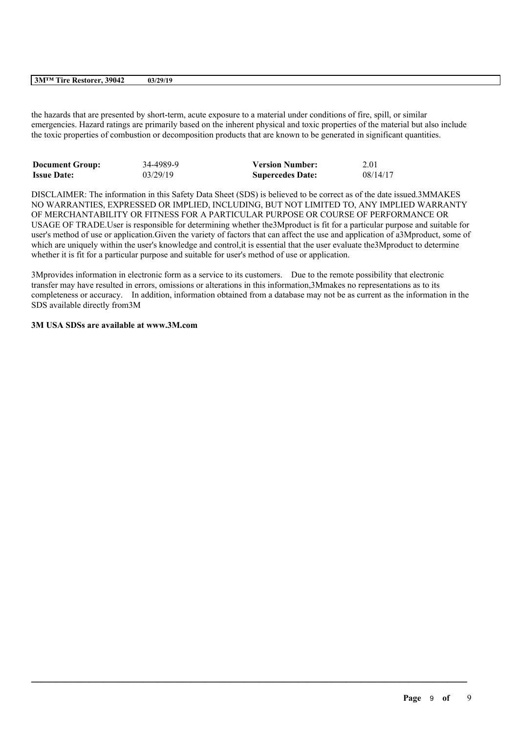the hazards that are presented by short-term, acute exposure to a material under conditions of fire, spill, or similar emergencies. Hazard ratings are primarily based on the inherent physical and toxic properties of the material but also include the toxic properties of combustion or decomposition products that are known to be generated in significant quantities.

| | | | |
|---|---|---|---|
| **Document Group:** | 34-4989-9 | **Version Number:** | 2.01 |
| **Issue Date:** | 03/29/19 | **Supercedes Date:** | 08/14/17 |

DISCLAIMER: The information in this Safety Data Sheet (SDS) is believed to be correct as of the date issued.3MMAKES NO WARRANTIES, EXPRESSED OR IMPLIED, INCLUDING, BUT NOT LIMITED TO, ANY IMPLIED WARRANTY OF MERCHANTABILITY OR FITNESS FOR A PARTICULAR PURPOSE OR COURSE OF PERFORMANCE OR USAGE OF TRADE.User is responsible for determining whether the3Mproduct is fit for a particular purpose and suitable for user's method of use or application.Given the variety of factors that can affect the use and application of a3Mproduct, some of which are uniquely within the user's knowledge and control,it is essential that the user evaluate the3Mproduct to determine whether it is fit for a particular purpose and suitable for user's method of use or application.

3Mprovides information in electronic form as a service to its customers. Due to the remote possibility that electronic transfer may have resulted in errors, omissions or alterations in this information,3Mmakes no representations as to its completeness or accuracy. In addition, information obtained from a database may not be as current as the information in the SDS available directly from3M

**3M USA SDSs are available at www.3M.com**